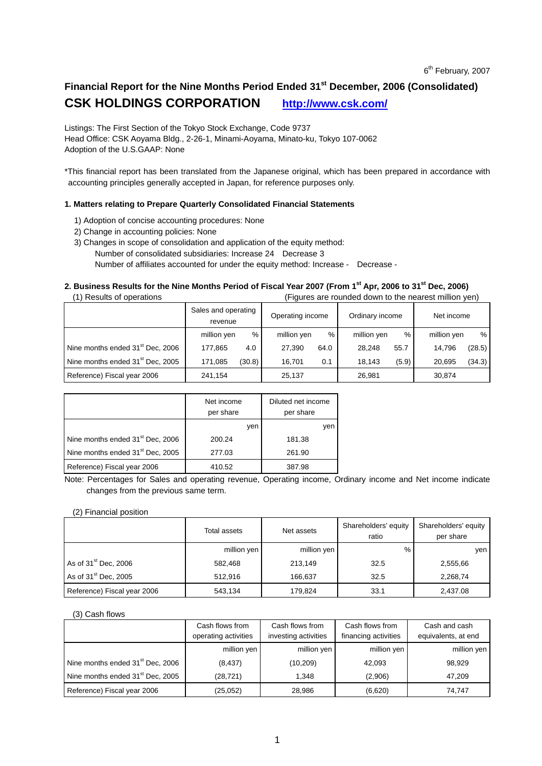6th February, 2007

# Financial Report for the Nine Months Period Ended 31st December, 2006 (Consolidated)

## CSK HOLDINGS CORPORATION http://www.csk.com/

Listings: The First Section of the Tokyo Stock Exchange, Code 9737
Head Office: CSK Aoyama Bldg., 2-26-1, Minami-Aoyama, Minato-ku, Tokyo 107-0062
Adoption of the U.S.GAAP: None

*This financial report has been translated from the Japanese original, which has been prepared in accordance with accounting principles generally accepted in Japan, for reference purposes only.

### 1. Matters relating to Prepare Quarterly Consolidated Financial Statements

1) Adoption of concise accounting procedures: None
2) Change in accounting policies: None
3) Changes in scope of consolidation and application of the equity method:
   Number of consolidated subsidiaries: Increase 24 Decrease 3
   Number of affiliates accounted for under the equity method: Increase - Decrease -

### 2. Business Results for the Nine Months Period of Fiscal Year 2007 (From 1st Apr, 2006 to 31st Dec, 2006)

(1) Results of operations (Figures are rounded down to the nearest million yen)

| | Sales and operating revenue | | Operating income | | Ordinary income | | Net income | |
|---|---|---|---|---|---|---|---|---|
| | million yen | % | million yen | % | million yen | % | million yen | % |
| Nine months ended 31st Dec, 2006 | 177,865 | 4.0 | 27,390 | 64.0 | 28,248 | 55.7 | 14,796 | (28.5) |
| Nine months ended 31st Dec, 2005 | 171,085 | (30.8) | 16,701 | 0.1 | 18,143 | (5.9) | 20,695 | (34.3) |
| Reference) Fiscal year 2006 | 241,154 | | 25,137 | | 26,981 | | 30,874 | |

| | Net income per share | Diluted net income per share |
|---|---|---|
| | yen | yen |
| Nine months ended 31st Dec, 2006 | 200.24 | 181.38 |
| Nine months ended 31st Dec, 2005 | 277.03 | 261.90 |
| Reference) Fiscal year 2006 | 410.52 | 387.98 |

Note: Percentages for Sales and operating revenue, Operating income, Ordinary income and Net income indicate changes from the previous same term.

(2) Financial position

| | Total assets | Net assets | Shareholders' equity ratio | Shareholders' equity per share |
|---|---|---|---|---|
| | million yen | million yen | % | yen |
| As of 31st Dec, 2006 | 582,468 | 213,149 | 32.5 | 2,555,66 |
| As of 31st Dec, 2005 | 512,916 | 166,637 | 32.5 | 2,268,74 |
| Reference) Fiscal year 2006 | 543,134 | 179,824 | 33.1 | 2,437.08 |

(3) Cash flows

| | Cash flows from operating activities | Cash flows from investing activities | Cash flows from financing activities | Cash and cash equivalents, at end |
|---|---|---|---|---|
| | million yen | million yen | million yen | million yen |
| Nine months ended 31st Dec, 2006 | (8,437) | (10,209) | 42,093 | 98,929 |
| Nine months ended 31st Dec, 2005 | (28,721) | 1,348 | (2,906) | 47,209 |
| Reference) Fiscal year 2006 | (25,052) | 28,986 | (6,620) | 74,747 |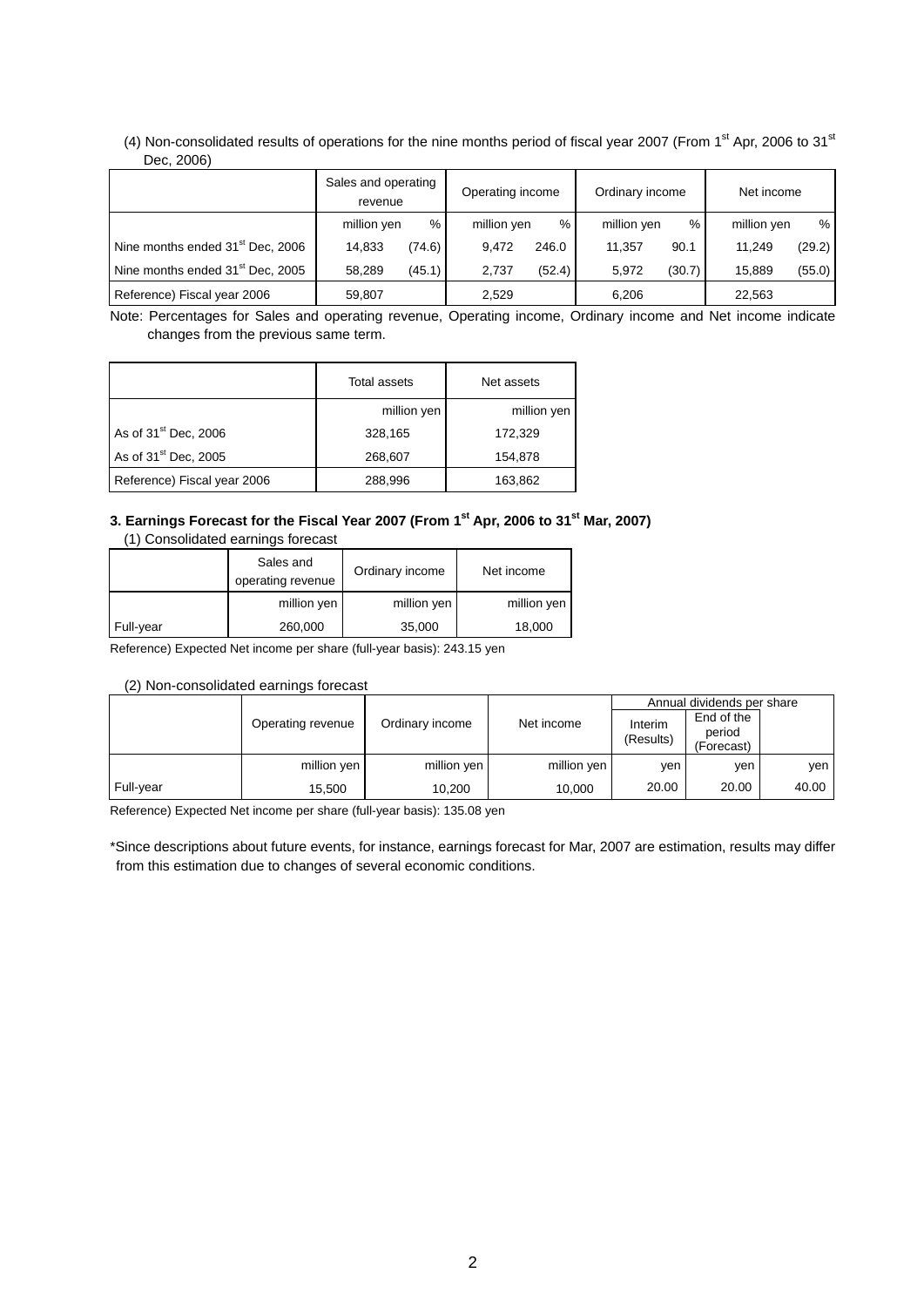(4) Non-consolidated results of operations for the nine months period of fiscal year 2007 (From 1st Apr, 2006 to 31st Dec, 2006)

| | Sales and operating revenue | | Operating income | | Ordinary income | | Net income | |
|---|---|---|---|---|---|---|---|---|
| | million yen | % | million yen | % | million yen | % | million yen | % |
| Nine months ended 31st Dec, 2006 | 14,833 | (74.6) | 9,472 | 246.0 | 11,357 | 90.1 | 11,249 | (29.2) |
| Nine months ended 31st Dec, 2005 | 58,289 | (45.1) | 2,737 | (52.4) | 5,972 | (30.7) | 15,889 | (55.0) |
| Reference) Fiscal year 2006 | 59,807 | | 2,529 | | 6,206 | | 22,563 | |

Note: Percentages for Sales and operating revenue, Operating income, Ordinary income and Net income indicate changes from the previous same term.

| | Total assets | Net assets |
|---|---|---|
| | million yen | million yen |
| As of 31st Dec, 2006 | 328,165 | 172,329 |
| As of 31st Dec, 2005 | 268,607 | 154,878 |
| Reference) Fiscal year 2006 | 288,996 | 163,862 |

### 3. Earnings Forecast for the Fiscal Year 2007 (From 1st Apr, 2006 to 31st Mar, 2007)

(1) Consolidated earnings forecast

| | Sales and operating revenue | Ordinary income | Net income |
|---|---|---|---|
| | million yen | million yen | million yen |
| Full-year | 260,000 | 35,000 | 18,000 |

Reference) Expected Net income per share (full-year basis): 243.15 yen

(2) Non-consolidated earnings forecast

| | Operating revenue | Ordinary income | Net income | Annual dividends per share | | |
|---|---|---|---|---|---|---|
| | | | | Interim (Results) | End of the period (Forecast) | |
| | million yen | million yen | million yen | yen | yen | yen |
| Full-year | 15,500 | 10,200 | 10,000 | 20.00 | 20.00 | 40.00 |

Reference) Expected Net income per share (full-year basis): 135.08 yen

*Since descriptions about future events, for instance, earnings forecast for Mar, 2007 are estimation, results may differ from this estimation due to changes of several economic conditions.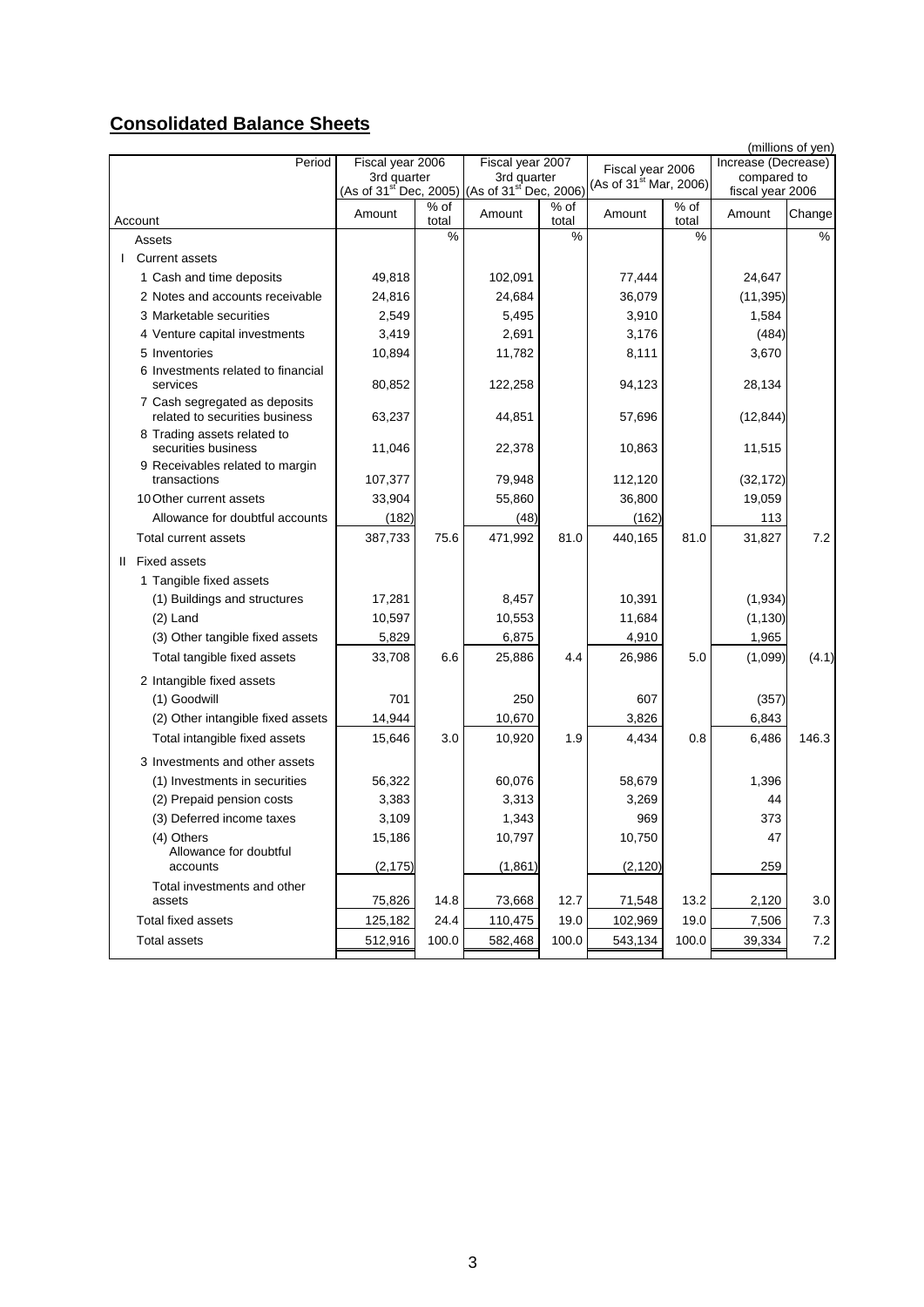## **Consolidated Balance Sheets**

(millions of yen)

| Period / Account | Fiscal year 2006 3rd quarter (As of 31st Dec, 2005) | | Fiscal year 2007 3rd quarter (As of 31st Dec, 2006) | | Fiscal year 2006 (As of 31st Mar, 2006) | | Increase (Decrease) compared to fiscal year 2006 | |
|---|---|---|---|---|---|---|---|---|
| | Amount | % of total | Amount | % of total | Amount | % of total | Amount | Change |
| Assets | | % | | % | | % | | % |
| I Current assets | | | | | | | | |
| 1 Cash and time deposits | 49,818 | | 102,091 | | 77,444 | | 24,647 | |
| 2 Notes and accounts receivable | 24,816 | | 24,684 | | 36,079 | | (11,395) | |
| 3 Marketable securities | 2,549 | | 5,495 | | 3,910 | | 1,584 | |
| 4 Venture capital investments | 3,419 | | 2,691 | | 3,176 | | (484) | |
| 5 Inventories | 10,894 | | 11,782 | | 8,111 | | 3,670 | |
| 6 Investments related to financial services | 80,852 | | 122,258 | | 94,123 | | 28,134 | |
| 7 Cash segregated as deposits related to securities business | 63,237 | | 44,851 | | 57,696 | | (12,844) | |
| 8 Trading assets related to securities business | 11,046 | | 22,378 | | 10,863 | | 11,515 | |
| 9 Receivables related to margin transactions | 107,377 | | 79,948 | | 112,120 | | (32,172) | |
| 10 Other current assets | 33,904 | | 55,860 | | 36,800 | | 19,059 | |
| Allowance for doubtful accounts | (182) | | (48) | | (162) | | 113 | |
| Total current assets | 387,733 | 75.6 | 471,992 | 81.0 | 440,165 | 81.0 | 31,827 | 7.2 |
| II Fixed assets | | | | | | | | |
| 1 Tangible fixed assets | | | | | | | | |
| (1) Buildings and structures | 17,281 | | 8,457 | | 10,391 | | (1,934) | |
| (2) Land | 10,597 | | 10,553 | | 11,684 | | (1,130) | |
| (3) Other tangible fixed assets | 5,829 | | 6,875 | | 4,910 | | 1,965 | |
| Total tangible fixed assets | 33,708 | 6.6 | 25,886 | 4.4 | 26,986 | 5.0 | (1,099) | (4.1) |
| 2 Intangible fixed assets | | | | | | | | |
| (1) Goodwill | 701 | | 250 | | 607 | | (357) | |
| (2) Other intangible fixed assets | 14,944 | | 10,670 | | 3,826 | | 6,843 | |
| Total intangible fixed assets | 15,646 | 3.0 | 10,920 | 1.9 | 4,434 | 0.8 | 6,486 | 146.3 |
| 3 Investments and other assets | | | | | | | | |
| (1) Investments in securities | 56,322 | | 60,076 | | 58,679 | | 1,396 | |
| (2) Prepaid pension costs | 3,383 | | 3,313 | | 3,269 | | 44 | |
| (3) Deferred income taxes | 3,109 | | 1,343 | | 969 | | 373 | |
| (4) Others | 15,186 | | 10,797 | | 10,750 | | 47 | |
| Allowance for doubtful accounts | (2,175) | | (1,861) | | (2,120) | | 259 | |
| Total investments and other assets | 75,826 | 14.8 | 73,668 | 12.7 | 71,548 | 13.2 | 2,120 | 3.0 |
| Total fixed assets | 125,182 | 24.4 | 110,475 | 19.0 | 102,969 | 19.0 | 7,506 | 7.3 |
| Total assets | 512,916 | 100.0 | 582,468 | 100.0 | 543,134 | 100.0 | 39,334 | 7.2 |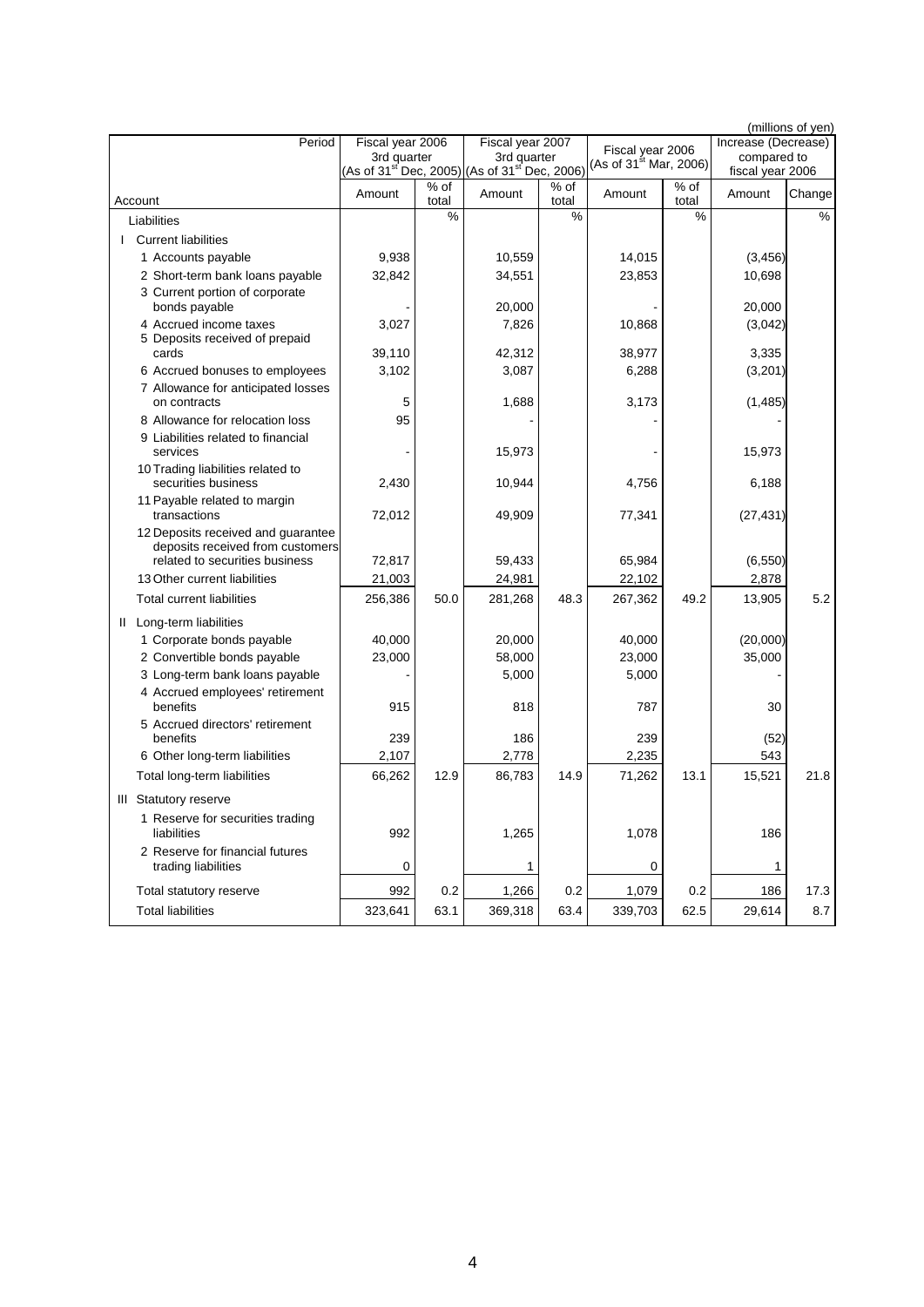(millions of yen)

| Period | Fiscal year 2006 3rd quarter (As of 31st Dec, 2005) | | Fiscal year 2007 3rd quarter (As of 31st Dec, 2006) | | Fiscal year 2006 (As of 31st Mar, 2006) | | Increase (Decrease) compared to fiscal year 2006 | |
|---|---|---|---|---|---|---|---|---|
| Account | Amount | % of total | Amount | % of total | Amount | % of total | Amount | Change |
| Liabilities | | % | | % | | % | | % |
| I Current liabilities | | | | | | | | |
| 1 Accounts payable | 9,938 | | 10,559 | | 14,015 | | (3,456) | |
| 2 Short-term bank loans payable | 32,842 | | 34,551 | | 23,853 | | 10,698 | |
| 3 Current portion of corporate bonds payable | - | | 20,000 | | - | | 20,000 | |
| 4 Accrued income taxes | 3,027 | | 7,826 | | 10,868 | | (3,042) | |
| 5 Deposits received of prepaid cards | 39,110 | | 42,312 | | 38,977 | | 3,335 | |
| 6 Accrued bonuses to employees | 3,102 | | 3,087 | | 6,288 | | (3,201) | |
| 7 Allowance for anticipated losses on contracts | 5 | | 1,688 | | 3,173 | | (1,485) | |
| 8 Allowance for relocation loss | 95 | | - | | - | | - | |
| 9 Liabilities related to financial services | - | | 15,973 | | - | | 15,973 | |
| 10 Trading liabilities related to securities business | 2,430 | | 10,944 | | 4,756 | | 6,188 | |
| 11 Payable related to margin transactions | 72,012 | | 49,909 | | 77,341 | | (27,431) | |
| 12 Deposits received and guarantee deposits received from customers related to securities business | 72,817 | | 59,433 | | 65,984 | | (6,550) | |
| 13 Other current liabilities | 21,003 | | 24,981 | | 22,102 | | 2,878 | |
| Total current liabilities | 256,386 | 50.0 | 281,268 | 48.3 | 267,362 | 49.2 | 13,905 | 5.2 |
| II Long-term liabilities | | | | | | | | |
| 1 Corporate bonds payable | 40,000 | | 20,000 | | 40,000 | | (20,000) | |
| 2 Convertible bonds payable | 23,000 | | 58,000 | | 23,000 | | 35,000 | |
| 3 Long-term bank loans payable | - | | 5,000 | | 5,000 | | - | |
| 4 Accrued employees' retirement benefits | 915 | | 818 | | 787 | | 30 | |
| 5 Accrued directors' retirement benefits | 239 | | 186 | | 239 | | (52) | |
| 6 Other long-term liabilities | 2,107 | | 2,778 | | 2,235 | | 543 | |
| Total long-term liabilities | 66,262 | 12.9 | 86,783 | 14.9 | 71,262 | 13.1 | 15,521 | 21.8 |
| III Statutory reserve | | | | | | | | |
| 1 Reserve for securities trading liabilities | 992 | | 1,265 | | 1,078 | | 186 | |
| 2 Reserve for financial futures trading liabilities | 0 | | 1 | | 0 | | 1 | |
| Total statutory reserve | 992 | 0.2 | 1,266 | 0.2 | 1,079 | 0.2 | 186 | 17.3 |
| Total liabilities | 323,641 | 63.1 | 369,318 | 63.4 | 339,703 | 62.5 | 29,614 | 8.7 |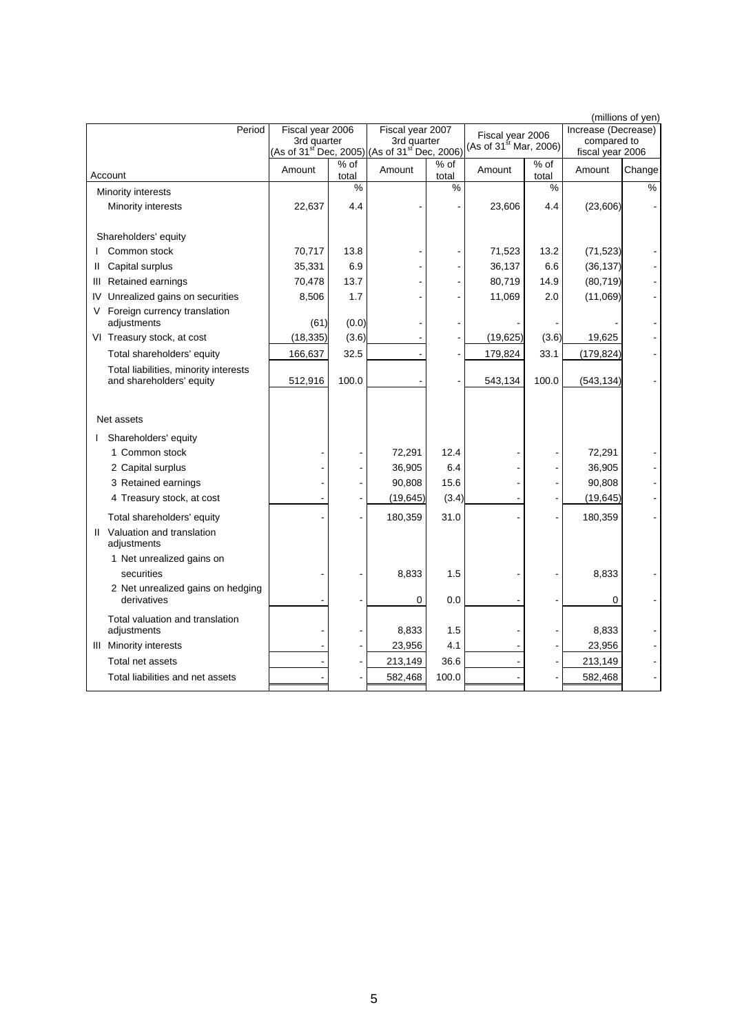(millions of yen)

| Period | Fiscal year 2006 3rd quarter (As of 31st Dec, 2005) | | Fiscal year 2007 3rd quarter (As of 31st Dec, 2006) | | Fiscal year 2006 (As of 31st Mar, 2006) | | Increase (Decrease) compared to fiscal year 2006 | |
|---|---|---|---|---|---|---|---|---|
| Account | Amount | % of total | Amount | % of total | Amount | % of total | Amount | Change |
| Minority interests | | % | | % | | % | | % |
| Minority interests | 22,637 | 4.4 | - | - | 23,606 | 4.4 | (23,606) | - |
| Shareholders' equity | | | | | | | | |
| I Common stock | 70,717 | 13.8 | - | - | 71,523 | 13.2 | (71,523) | - |
| II Capital surplus | 35,331 | 6.9 | - | - | 36,137 | 6.6 | (36,137) | - |
| III Retained earnings | 70,478 | 13.7 | - | - | 80,719 | 14.9 | (80,719) | - |
| IV Unrealized gains on securities | 8,506 | 1.7 | - | - | 11,069 | 2.0 | (11,069) | - |
| V Foreign currency translation adjustments | (61) | (0.0) | - | - | - | - | - | - |
| VI Treasury stock, at cost | (18,335) | (3.6) | - | - | (19,625) | (3.6) | 19,625 | - |
| Total shareholders' equity | 166,637 | 32.5 | - | - | 179,824 | 33.1 | (179,824) | - |
| Total liabilities, minority interests and shareholders' equity | 512,916 | 100.0 | - | - | 543,134 | 100.0 | (543,134) | - |
| Net assets | | | | | | | | |
| I Shareholders' equity | | | | | | | | |
| 1 Common stock | - | - | 72,291 | 12.4 | - | - | 72,291 | - |
| 2 Capital surplus | - | - | 36,905 | 6.4 | - | - | 36,905 | - |
| 3 Retained earnings | - | - | 90,808 | 15.6 | - | - | 90,808 | - |
| 4 Treasury stock, at cost | - | - | (19,645) | (3.4) | - | - | (19,645) | - |
| Total shareholders' equity | - | - | 180,359 | 31.0 | - | - | 180,359 | - |
| II Valuation and translation adjustments | | | | | | | | |
| 1 Net unrealized gains on securities | - | - | 8,833 | 1.5 | - | - | 8,833 | - |
| 2 Net unrealized gains on hedging derivatives | - | - | 0 | 0.0 | - | - | 0 | - |
| Total valuation and translation adjustments | - | - | 8,833 | 1.5 | - | - | 8,833 | - |
| III Minority interests | - | - | 23,956 | 4.1 | - | - | 23,956 | - |
| Total net assets | - | - | 213,149 | 36.6 | - | - | 213,149 | - |
| Total liabilities and net assets | - | - | 582,468 | 100.0 | - | - | 582,468 | - |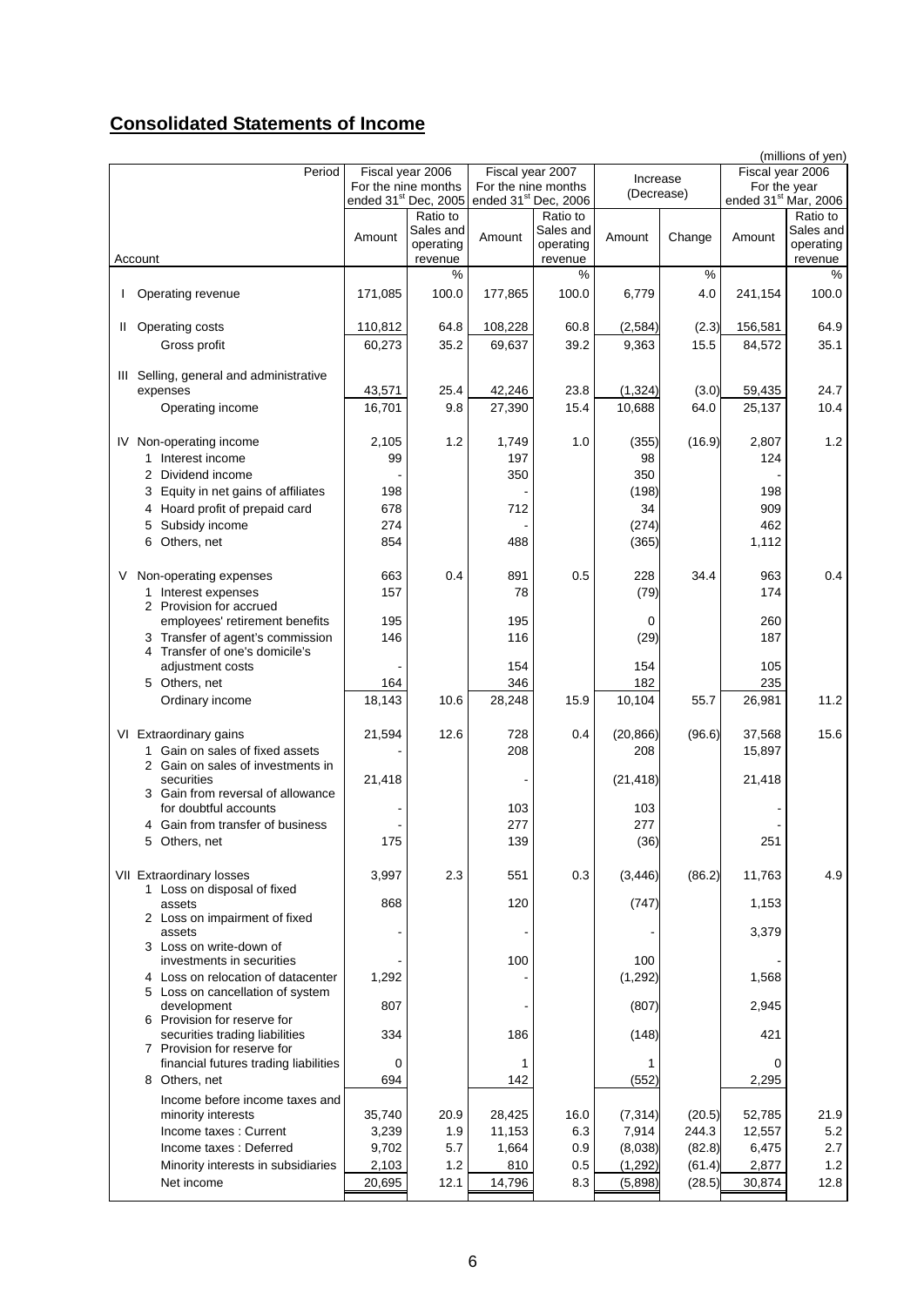## **Consolidated Statements of Income**

(millions of yen)

| Period | Fiscal year 2006 For the nine months ended 31st Dec, 2005 | | Fiscal year 2007 For the nine months ended 31st Dec, 2006 | | Increase (Decrease) | | Fiscal year 2006 For the year ended 31st Mar, 2006 | |
|---|---|---|---|---|---|---|---|---|
| Account | Amount | Ratio to Sales and operating revenue | Amount | Ratio to Sales and operating revenue | Amount | Change | Amount | Ratio to Sales and operating revenue |
| | | % | | % | | % | | % |
| Ⅰ Operating revenue | 171,085 | 100.0 | 177,865 | 100.0 | 6,779 | 4.0 | 241,154 | 100.0 |
| Ⅱ Operating costs | 110,812 | 64.8 | 108,228 | 60.8 | (2,584) | (2.3) | 156,581 | 64.9 |
| Gross profit | 60,273 | 35.2 | 69,637 | 39.2 | 9,363 | 15.5 | 84,572 | 35.1 |
| Ⅲ Selling, general and administrative expenses | 43,571 | 25.4 | 42,246 | 23.8 | (1,324) | (3.0) | 59,435 | 24.7 |
| Operating income | 16,701 | 9.8 | 27,390 | 15.4 | 10,688 | 64.0 | 25,137 | 10.4 |
| Ⅳ Non-operating income | 2,105 | 1.2 | 1,749 | 1.0 | (355) | (16.9) | 2,807 | 1.2 |
| 1 Interest income | 99 | | 197 | | 98 | | 124 | |
| 2 Dividend income | - | | 350 | | 350 | | - | |
| 3 Equity in net gains of affiliates | 198 | | - | | (198) | | 198 | |
| 4 Hoard profit of prepaid card | 678 | | 712 | | 34 | | 909 | |
| 5 Subsidy income | 274 | | - | | (274) | | 462 | |
| 6 Others, net | 854 | | 488 | | (365) | | 1,112 | |
| Ⅴ Non-operating expenses | 663 | 0.4 | 891 | 0.5 | 228 | 34.4 | 963 | 0.4 |
| 1 Interest expenses | 157 | | 78 | | (79) | | 174 | |
| 2 Provision for accrued employees' retirement benefits | 195 | | 195 | | 0 | | 260 | |
| 3 Transfer of agent's commission | 146 | | 116 | | (29) | | 187 | |
| 4 Transfer of one's domicile's adjustment costs | - | | 154 | | 154 | | 105 | |
| 5 Others, net | 164 | | 346 | | 182 | | 235 | |
| Ordinary income | 18,143 | 10.6 | 28,248 | 15.9 | 10,104 | 55.7 | 26,981 | 11.2 |
| Ⅵ Extraordinary gains | 21,594 | 12.6 | 728 | 0.4 | (20,866) | (96.6) | 37,568 | 15.6 |
| 1 Gain on sales of fixed assets | - | | 208 | | 208 | | 15,897 | |
| 2 Gain on sales of investments in securities | 21,418 | | - | | (21,418) | | 21,418 | |
| 3 Gain from reversal of allowance for doubtful accounts | - | | 103 | | 103 | | - | |
| 4 Gain from transfer of business | - | | 277 | | 277 | | - | |
| 5 Others, net | 175 | | 139 | | (36) | | 251 | |
| Ⅶ Extraordinary losses | 3,997 | 2.3 | 551 | 0.3 | (3,446) | (86.2) | 11,763 | 4.9 |
| 1 Loss on disposal of fixed assets | 868 | | 120 | | (747) | | 1,153 | |
| 2 Loss on impairment of fixed assets | - | | - | | - | | 3,379 | |
| 3 Loss on write-down of investments in securities | - | | 100 | | 100 | | - | |
| 4 Loss on relocation of datacenter | 1,292 | | - | | (1,292) | | 1,568 | |
| 5 Loss on cancellation of system development | 807 | | - | | (807) | | 2,945 | |
| 6 Provision for reserve for securities trading liabilities | 334 | | 186 | | (148) | | 421 | |
| 7 Provision for reserve for financial futures trading liabilities | 0 | | 1 | | 1 | | 0 | |
| 8 Others, net | 694 | | 142 | | (552) | | 2,295 | |
| Income before income taxes and minority interests | 35,740 | 20.9 | 28,425 | 16.0 | (7,314) | (20.5) | 52,785 | 21.9 |
| Income taxes : Current | 3,239 | 1.9 | 11,153 | 6.3 | 7,914 | 244.3 | 12,557 | 5.2 |
| Income taxes : Deferred | 9,702 | 5.7 | 1,664 | 0.9 | (8,038) | (82.8) | 6,475 | 2.7 |
| Minority interests in subsidiaries | 2,103 | 1.2 | 810 | 0.5 | (1,292) | (61.4) | 2,877 | 1.2 |
| Net income | 20,695 | 12.1 | 14,796 | 8.3 | (5,898) | (28.5) | 30,874 | 12.8 |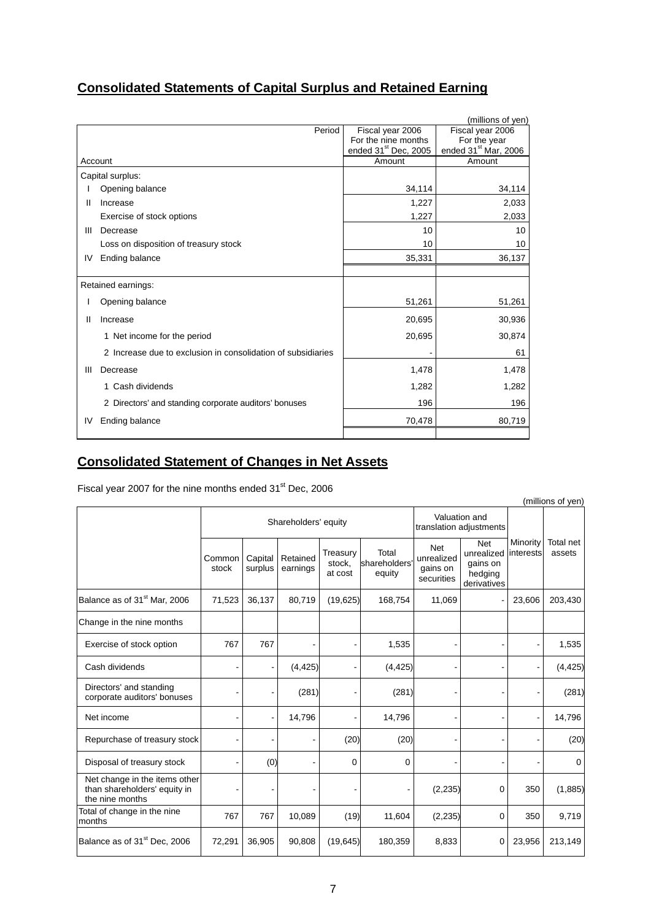## Consolidated Statements of Capital Surplus and Retained Earning

(millions of yen)

| Account | | Fiscal year 2006 For the nine months ended 31st Dec, 2005 | Fiscal year 2006 For the year ended 31st Mar, 2006 |
|---|---|---|---|
| | | Amount | Amount |
| Capital surplus: | | | |
| I | Opening balance | 34,114 | 34,114 |
| II | Increase | 1,227 | 2,033 |
| | Exercise of stock options | 1,227 | 2,033 |
| III | Decrease | 10 | 10 |
| | Loss on disposition of treasury stock | 10 | 10 |
| IV | Ending balance | 35,331 | 36,137 |
| Retained earnings: | | | |
| I | Opening balance | 51,261 | 51,261 |
| II | Increase | 20,695 | 30,936 |
| | 1 Net income for the period | 20,695 | 30,874 |
| | 2 Increase due to exclusion in consolidation of subsidiaries | - | 61 |
| III | Decrease | 1,478 | 1,478 |
| | 1 Cash dividends | 1,282 | 1,282 |
| | 2 Directors' and standing corporate auditors' bonuses | 196 | 196 |
| IV | Ending balance | 70,478 | 80,719 |

## Consolidated Statement of Changes in Net Assets

Fiscal year 2007 for the nine months ended 31st Dec, 2006

(millions of yen)

| | Shareholders' equity | | | | | Valuation and translation adjustments | | | |
|---|---|---|---|---|---|---|---|---|---|
| | Common stock | Capital surplus | Retained earnings | Treasury stock, at cost | Total shareholders' equity | Net unrealized gains on securities | Net unrealized gains on hedging derivatives | Minority interests | Total net assets |
| Balance as of 31st Mar, 2006 | 71,523 | 36,137 | 80,719 | (19,625) | 168,754 | 11,069 | - | 23,606 | 203,430 |
| Change in the nine months | | | | | | | | | |
| Exercise of stock option | 767 | 767 | - | - | 1,535 | - | - | - | 1,535 |
| Cash dividends | - | - | (4,425) | - | (4,425) | - | - | - | (4,425) |
| Directors' and standing corporate auditors' bonuses | - | - | (281) | - | (281) | - | - | - | (281) |
| Net income | - | - | 14,796 | - | 14,796 | - | - | - | 14,796 |
| Repurchase of treasury stock | - | - | - | (20) | (20) | - | - | - | (20) |
| Disposal of treasury stock | - | (0) | - | 0 | 0 | - | - | - | 0 |
| Net change in the items other than shareholders' equity in the nine months | - | - | - | - | - | (2,235) | 0 | 350 | (1,885) |
| Total of change in the nine months | 767 | 767 | 10,089 | (19) | 11,604 | (2,235) | 0 | 350 | 9,719 |
| Balance as of 31st Dec, 2006 | 72,291 | 36,905 | 90,808 | (19,645) | 180,359 | 8,833 | 0 | 23,956 | 213,149 |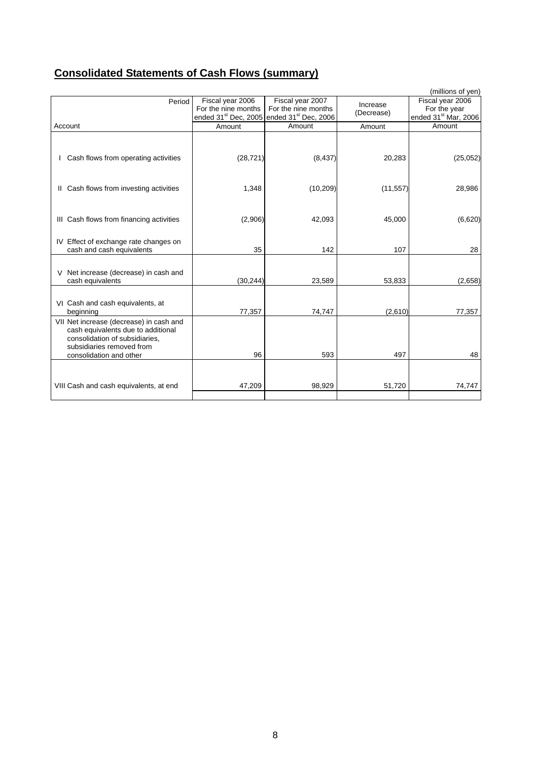## **Consolidated Statements of Cash Flows (summary)**

(millions of yen)

| Period / Account | Fiscal year 2006 For the nine months ended 31st Dec, 2005 | Fiscal year 2007 For the nine months ended 31st Dec, 2006 | Increase (Decrease) | Fiscal year 2006 For the year ended 31st Mar, 2006 |
|---|---|---|---|---|
| | Amount | Amount | Amount | Amount |
| I Cash flows from operating activities | (28,721) | (8,437) | 20,283 | (25,052) |
| II Cash flows from investing activities | 1,348 | (10,209) | (11,557) | 28,986 |
| III Cash flows from financing activities | (2,906) | 42,093 | 45,000 | (6,620) |
| IV Effect of exchange rate changes on cash and cash equivalents | 35 | 142 | 107 | 28 |
| V Net increase (decrease) in cash and cash equivalents | (30,244) | 23,589 | 53,833 | (2,658) |
| VI Cash and cash equivalents, at beginning | 77,357 | 74,747 | (2,610) | 77,357 |
| VII Net increase (decrease) in cash and cash equivalents due to additional consolidation of subsidiaries, subsidiaries removed from consolidation and other | 96 | 593 | 497 | 48 |
| VIII Cash and cash equivalents, at end | 47,209 | 98,929 | 51,720 | 74,747 |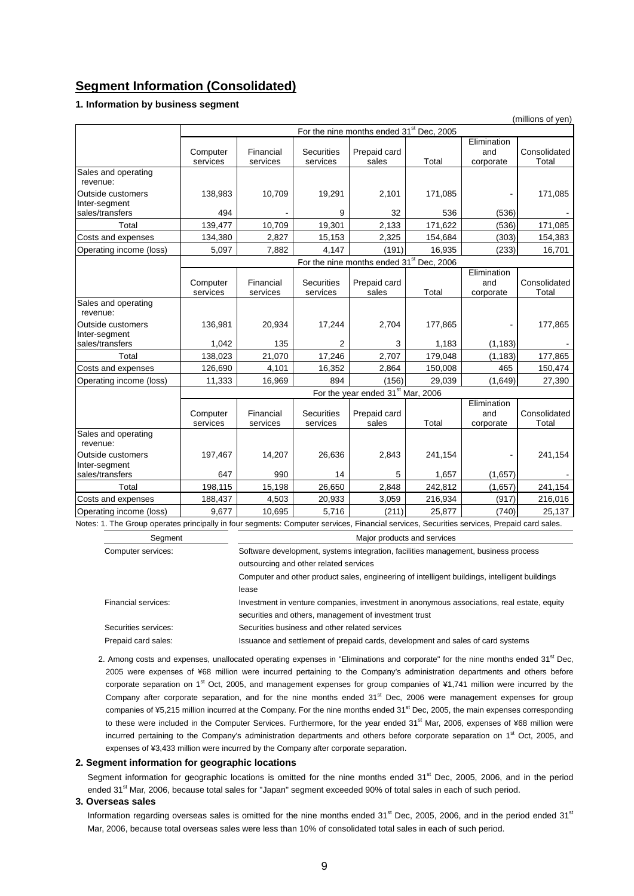## Segment Information (Consolidated)

### 1. Information by business segment

(millions of yen)

| | For the nine months ended 31st Dec, 2005 | | | | | | |
|---|---|---|---|---|---|---|---|
| | Computer services | Financial services | Securities services | Prepaid card sales | Total | Elimination and corporate | Consolidated Total |
| Sales and operating revenue: | | | | | | | |
| Outside customers | 138,983 | 10,709 | 19,291 | 2,101 | 171,085 | - | 171,085 |
| Inter-segment sales/transfers | 494 | - | 9 | 32 | 536 | (536) | - |
| Total | 139,477 | 10,709 | 19,301 | 2,133 | 171,622 | (536) | 171,085 |
| Costs and expenses | 134,380 | 2,827 | 15,153 | 2,325 | 154,684 | (303) | 154,383 |
| Operating income (loss) | 5,097 | 7,882 | 4,147 | (191) | 16,935 | (233) | 16,701 |
| | For the nine months ended 31st Dec, 2006 | | | | | | |
| | Computer services | Financial services | Securities services | Prepaid card sales | Total | Elimination and corporate | Consolidated Total |
| Sales and operating revenue: | | | | | | | |
| Outside customers | 136,981 | 20,934 | 17,244 | 2,704 | 177,865 | - | 177,865 |
| Inter-segment sales/transfers | 1,042 | 135 | 2 | 3 | 1,183 | (1,183) | - |
| Total | 138,023 | 21,070 | 17,246 | 2,707 | 179,048 | (1,183) | 177,865 |
| Costs and expenses | 126,690 | 4,101 | 16,352 | 2,864 | 150,008 | 465 | 150,474 |
| Operating income (loss) | 11,333 | 16,969 | 894 | (156) | 29,039 | (1,649) | 27,390 |
| | For the year ended 31st Mar, 2006 | | | | | | |
| | Computer services | Financial services | Securities services | Prepaid card sales | Total | Elimination and corporate | Consolidated Total |
| Sales and operating revenue: | | | | | | | |
| Outside customers | 197,467 | 14,207 | 26,636 | 2,843 | 241,154 | - | 241,154 |
| Inter-segment sales/transfers | 647 | 990 | 14 | 5 | 1,657 | (1,657) | - |
| Total | 198,115 | 15,198 | 26,650 | 2,848 | 242,812 | (1,657) | 241,154 |
| Costs and expenses | 188,437 | 4,503 | 20,933 | 3,059 | 216,934 | (917) | 216,016 |
| Operating income (loss) | 9,677 | 10,695 | 5,716 | (211) | 25,877 | (740) | 25,137 |

Notes: 1. The Group operates principally in four segments: Computer services, Financial services, Securities services, Prepaid card sales.

| Segment | Major products and services |
|---|---|
| Computer services: | Software development, systems integration, facilities management, business process outsourcing and other related services<br>Computer and other product sales, engineering of intelligent buildings, intelligent buildings lease |
| Financial services: | Investment in venture companies, investment in anonymous associations, real estate, equity securities and others, management of investment trust |
| Securities services: | Securities business and other related services |
| Prepaid card sales: | Issuance and settlement of prepaid cards, development and sales of card systems |

2. Among costs and expenses, unallocated operating expenses in "Eliminations and corporate" for the nine months ended 31st Dec, 2005 were expenses of ¥68 million were incurred pertaining to the Company's administration departments and others before corporate separation on 1st Oct, 2005, and management expenses for group companies of ¥1,741 million were incurred by the Company after corporate separation, and for the nine months ended 31st Dec, 2006 were management expenses for group companies of ¥5,215 million incurred at the Company. For the nine months ended 31st Dec, 2005, the main expenses corresponding to these were included in the Computer Services. Furthermore, for the year ended 31st Mar, 2006, expenses of ¥68 million were incurred pertaining to the Company's administration departments and others before corporate separation on 1st Oct, 2005, and expenses of ¥3,433 million were incurred by the Company after corporate separation.

### 2. Segment information for geographic locations

Segment information for geographic locations is omitted for the nine months ended 31st Dec, 2005, 2006, and in the period ended 31st Mar, 2006, because total sales for "Japan" segment exceeded 90% of total sales in each of such period.

### 3. Overseas sales

Information regarding overseas sales is omitted for the nine months ended 31st Dec, 2005, 2006, and in the period ended 31st Mar, 2006, because total overseas sales were less than 10% of consolidated total sales in each of such period.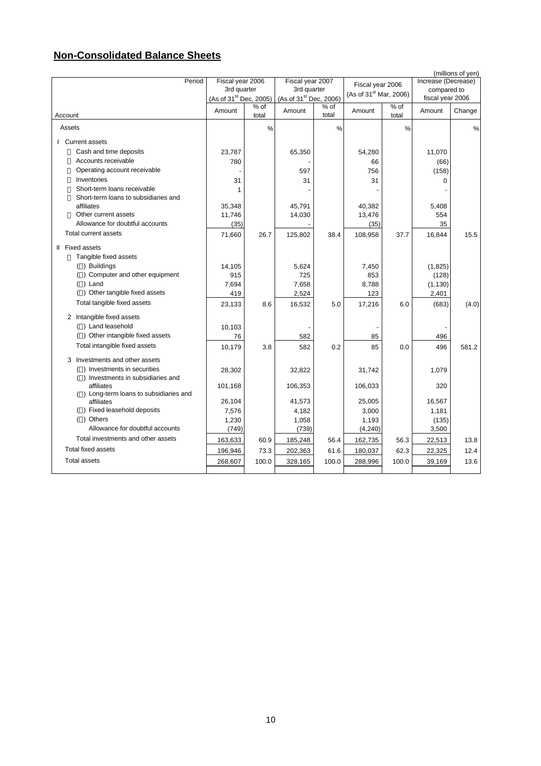## Non-Consolidated Balance Sheets

(millions of yen)

| Period / Account | Fiscal year 2006 3rd quarter (As of 31st Dec, 2005) | | Fiscal year 2007 3rd quarter (As of 31st Dec, 2006) | | Fiscal year 2006 (As of 31st Mar, 2006) | | Increase (Decrease) compared to fiscal year 2006 | |
|---|---|---|---|---|---|---|---|---|
| | Amount | % of total | Amount | % of total | Amount | % of total | Amount | Change |
| Assets | | % | | % | | % | | % |
| I Current assets | | | | | | | | |
| Cash and time deposits | 23,787 | | 65,350 | | 54,280 | | 11,070 | |
| Accounts receivable | 780 | | - | | 66 | | (66) | |
| Operating account receivable | - | | 597 | | 756 | | (158) | |
| Inventories | 31 | | 31 | | 31 | | 0 | |
| Short-term loans receivable | 1 | | - | | - | | - | |
| Short-term loans to subsidiaries and affiliates | 35,348 | | 45,791 | | 40,382 | | 5,408 | |
| Other current assets | 11,746 | | 14,030 | | 13,476 | | 554 | |
| Allowance for doubtful accounts | (35) | | - | | (35) | | 35 | |
| Total current assets | 71,660 | 26.7 | 125,802 | 38.4 | 108,958 | 37.7 | 16,844 | 15.5 |
| II Fixed assets | | | | | | | | |
| Tangible fixed assets | | | | | | | | |
| ( ) Buildings | 14,105 | | 5,624 | | 7,450 | | (1,825) | |
| ( ) Computer and other equipment | 915 | | 725 | | 853 | | (128) | |
| ( ) Land | 7,694 | | 7,658 | | 8,788 | | (1,130) | |
| ( ) Other tangible fixed assets | 419 | | 2,524 | | 123 | | 2,401 | |
| Total tangible fixed assets | 23,133 | 8.6 | 16,532 | 5.0 | 17,216 | 6.0 | (683) | (4.0) |
| 2 Intangible fixed assets | | | | | | | | |
| ( ) Land leasehold | 10,103 | | - | | - | | - | |
| ( ) Other intangible fixed assets | 76 | | 582 | | 85 | | 496 | |
| Total intangible fixed assets | 10,179 | 3.8 | 582 | 0.2 | 85 | 0.0 | 496 | 581.2 |
| 3 Investments and other assets | | | | | | | | |
| ( ) Investments in securities | 28,302 | | 32,822 | | 31,742 | | 1,079 | |
| ( ) Investments in subsidiaries and affiliates | 101,168 | | 106,353 | | 106,033 | | 320 | |
| ( ) Long-term loans to subsidiaries and affiliates | 26,104 | | 41,573 | | 25,005 | | 16,567 | |
| ( ) Fixed leasehold deposits | 7,576 | | 4,182 | | 3,000 | | 1,181 | |
| ( ) Others | 1,230 | | 1,058 | | 1,193 | | (135) | |
| Allowance for doubtful accounts | (749) | | (739) | | (4,240) | | 3,500 | |
| Total investments and other assets | 163,633 | 60.9 | 185,248 | 56.4 | 162,735 | 56.3 | 22,513 | 13.8 |
| Total fixed assets | 196,946 | 73.3 | 202,363 | 61.6 | 180,037 | 62.3 | 22,325 | 12.4 |
| Total assets | 268,607 | 100.0 | 328,165 | 100.0 | 288,996 | 100.0 | 39,169 | 13.6 |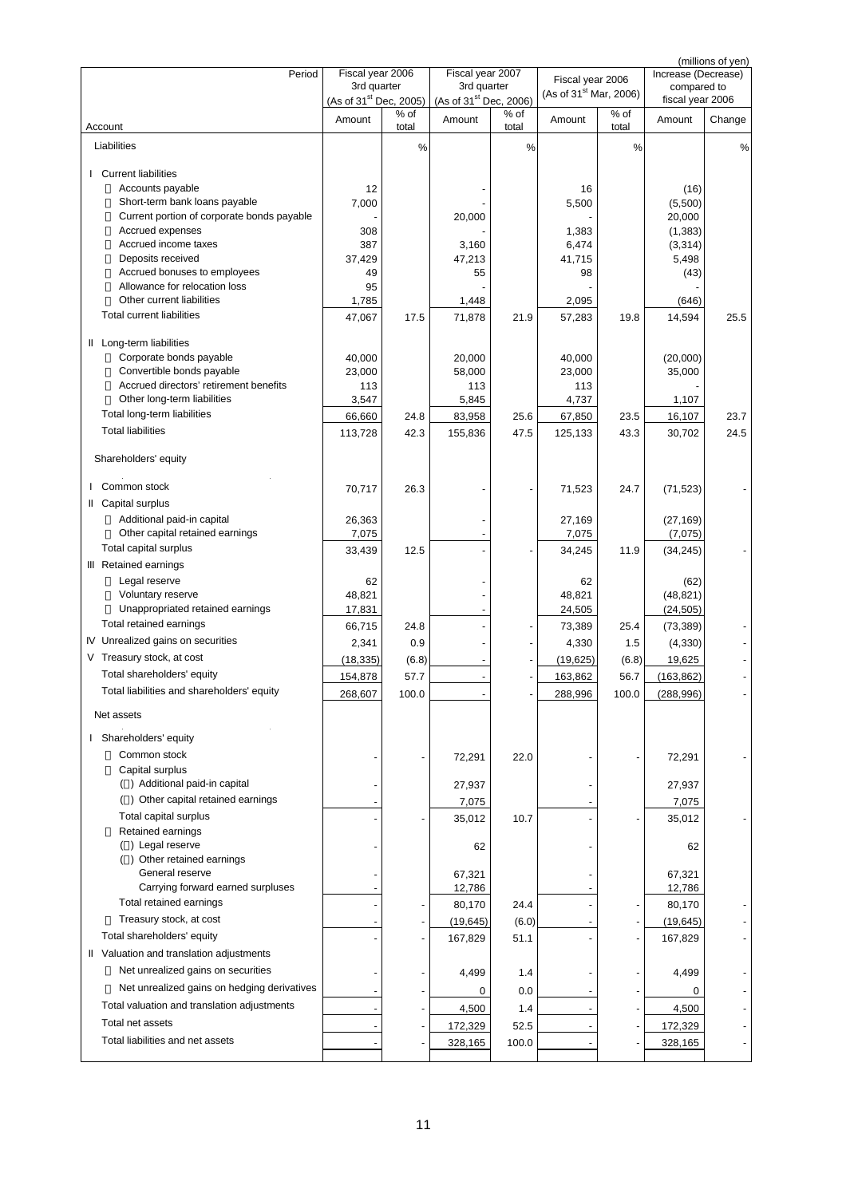(millions of yen)

| Period / Account | Fiscal year 2006 3rd quarter (As of 31st Dec, 2005) | | Fiscal year 2007 3rd quarter (As of 31st Dec, 2006) | | Fiscal year 2006 (As of 31st Mar, 2006) | | Increase (Decrease) compared to fiscal year 2006 | |
|---|---|---|---|---|---|---|---|---|
| | Amount | % of total | Amount | % of total | Amount | % of total | Amount | Change |
| Liabilities | | % | | % | | % | | % |
| Ⅰ Current liabilities | | | | | | | | |
| Accounts payable | 12 | | - | | 16 | | (16) | |
| Short-term bank loans payable | 7,000 | | - | | 5,500 | | (5,500) | |
| Current portion of corporate bonds payable | - | | 20,000 | | - | | 20,000 | |
| Accrued expenses | 308 | | - | | 1,383 | | (1,383) | |
| Accrued income taxes | 387 | | 3,160 | | 6,474 | | (3,314) | |
| Deposits received | 37,429 | | 47,213 | | 41,715 | | 5,498 | |
| Accrued bonuses to employees | 49 | | 55 | | 98 | | (43) | |
| Allowance for relocation loss | 95 | | - | | - | | - | |
| Other current liabilities | 1,785 | | 1,448 | | 2,095 | | (646) | |
| Total current liabilities | 47,067 | 17.5 | 71,878 | 21.9 | 57,283 | 19.8 | 14,594 | 25.5 |
| Ⅱ Long-term liabilities | | | | | | | | |
| Corporate bonds payable | 40,000 | | 20,000 | | 40,000 | | (20,000) | |
| Convertible bonds payable | 23,000 | | 58,000 | | 23,000 | | 35,000 | |
| Accrued directors' retirement benefits | 113 | | 113 | | 113 | | - | |
| Other long-term liabilities | 3,547 | | 5,845 | | 4,737 | | 1,107 | |
| Total long-term liabilities | 66,660 | 24.8 | 83,958 | 25.6 | 67,850 | 23.5 | 16,107 | 23.7 |
| Total liabilities | 113,728 | 42.3 | 155,836 | 47.5 | 125,133 | 43.3 | 30,702 | 24.5 |
| Shareholders' equity | | | | | | | | |
| Ⅰ Common stock | 70,717 | 26.3 | - | - | 71,523 | 24.7 | (71,523) | - |
| Ⅱ Capital surplus | | | | | | | | |
| Additional paid-in capital | 26,363 | | - | | 27,169 | | (27,169) | |
| Other capital retained earnings | 7,075 | | - | | 7,075 | | (7,075) | |
| Total capital surplus | 33,439 | 12.5 | - | - | 34,245 | 11.9 | (34,245) | - |
| Ⅲ Retained earnings | | | | | | | | |
| Legal reserve | 62 | | - | | 62 | | (62) | |
| Voluntary reserve | 48,821 | | - | | 48,821 | | (48,821) | |
| Unappropriated retained earnings | 17,831 | | - | | 24,505 | | (24,505) | |
| Total retained earnings | 66,715 | 24.8 | - | - | 73,389 | 25.4 | (73,389) | - |
| Ⅳ Unrealized gains on securities | 2,341 | 0.9 | - | - | 4,330 | 1.5 | (4,330) | - |
| Ⅴ Treasury stock, at cost | (18,335) | (6.8) | - | - | (19,625) | (6.8) | 19,625 | - |
| Total shareholders' equity | 154,878 | 57.7 | - | - | 163,862 | 56.7 | (163,862) | - |
| Total liabilities and shareholders' equity | 268,607 | 100.0 | - | - | 288,996 | 100.0 | (288,996) | - |
| Net assets | | | | | | | | |
| Ⅰ Shareholders' equity | | | | | | | | |
| Common stock | - | - | 72,291 | 22.0 | - | - | 72,291 | - |
| Capital surplus | | | | | | | | |
| ( ) Additional paid-in capital | - | | 27,937 | | - | | 27,937 | |
| ( ) Other capital retained earnings | - | | 7,075 | | - | | 7,075 | |
| Total capital surplus | - | - | 35,012 | 10.7 | - | - | 35,012 | - |
| Retained earnings | | | | | | | | |
| ( ) Legal reserve | - | | 62 | | - | | 62 | |
| ( ) Other retained earnings | | | | | | | | |
| General reserve | - | | 67,321 | | - | | 67,321 | |
| Carrying forward earned surpluses | - | | 12,786 | | - | | 12,786 | |
| Total retained earnings | - | - | 80,170 | 24.4 | - | - | 80,170 | - |
| Treasury stock, at cost | - | - | (19,645) | (6.0) | - | - | (19,645) | - |
| Total shareholders' equity | - | - | 167,829 | 51.1 | - | - | 167,829 | - |
| Ⅱ Valuation and translation adjustments | | | | | | | | |
| Net unrealized gains on securities | - | - | 4,499 | 1.4 | - | - | 4,499 | - |
| Net unrealized gains on hedging derivatives | - | - | 0 | 0.0 | - | - | 0 | - |
| Total valuation and translation adjustments | - | - | 4,500 | 1.4 | - | - | 4,500 | - |
| Total net assets | - | - | 172,329 | 52.5 | - | - | 172,329 | - |
| Total liabilities and net assets | - | - | 328,165 | 100.0 | - | - | 328,165 | - |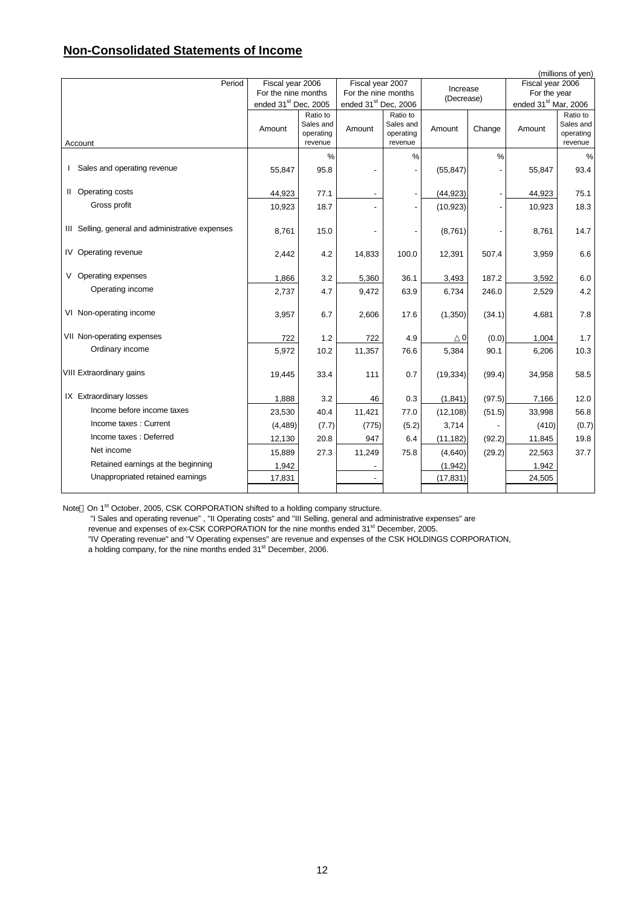## Non-Consolidated Statements of Income

(millions of yen)

| Period / Account | Fiscal year 2006 For the nine months ended 31st Dec, 2005 | | Fiscal year 2007 For the nine months ended 31st Dec, 2006 | | Increase (Decrease) | | Fiscal year 2006 For the year ended 31st Mar, 2006 | |
|---|---|---|---|---|---|---|---|---|
| | Amount | Ratio to Sales and operating revenue | Amount | Ratio to Sales and operating revenue | Amount | Change | Amount | Ratio to Sales and operating revenue |
| | | % | | % | | % | | % |
| I Sales and operating revenue | 55,847 | 95.8 | - | - | (55,847) | - | 55,847 | 93.4 |
| II Operating costs | 44,923 | 77.1 | - | - | (44,923) | - | 44,923 | 75.1 |
| Gross profit | 10,923 | 18.7 | - | - | (10,923) | - | 10,923 | 18.3 |
| III Selling, general and administrative expenses | 8,761 | 15.0 | - | - | (8,761) | - | 8,761 | 14.7 |
| IV Operating revenue | 2,442 | 4.2 | 14,833 | 100.0 | 12,391 | 507.4 | 3,959 | 6.6 |
| V Operating expenses | 1,866 | 3.2 | 5,360 | 36.1 | 3,493 | 187.2 | 3,592 | 6.0 |
| Operating income | 2,737 | 4.7 | 9,472 | 63.9 | 6,734 | 246.0 | 2,529 | 4.2 |
| VI Non-operating income | 3,957 | 6.7 | 2,606 | 17.6 | (1,350) | (34.1) | 4,681 | 7.8 |
| VII Non-operating expenses | 722 | 1.2 | 722 | 4.9 | △0 | (0.0) | 1,004 | 1.7 |
| Ordinary income | 5,972 | 10.2 | 11,357 | 76.6 | 5,384 | 90.1 | 6,206 | 10.3 |
| VIII Extraordinary gains | 19,445 | 33.4 | 111 | 0.7 | (19,334) | (99.4) | 34,958 | 58.5 |
| IX Extraordinary losses | 1,888 | 3.2 | 46 | 0.3 | (1,841) | (97.5) | 7,166 | 12.0 |
| Income before income taxes | 23,530 | 40.4 | 11,421 | 77.0 | (12,108) | (51.5) | 33,998 | 56.8 |
| Income taxes : Current | (4,489) | (7.7) | (775) | (5.2) | 3,714 | - | (410) | (0.7) |
| Income taxes : Deferred | 12,130 | 20.8 | 947 | 6.4 | (11,182) | (92.2) | 11,845 | 19.8 |
| Net income | 15,889 | 27.3 | 11,249 | 75.8 | (4,640) | (29.2) | 22,563 | 37.7 |
| Retained earnings at the beginning | 1,942 | | - | | (1,942) | | 1,942 | |
| Unappropriated retained earnings | 17,831 | | - | | (17,831) | | 24,505 | |

Note: On 1st October, 2005, CSK CORPORATION shifted to a holding company structure.
"I Sales and operating revenue" , "II Operating costs" and "III Selling, general and administrative expenses" are revenue and expenses of ex-CSK CORPORATION for the nine months ended 31st December, 2005.
"IV Operating revenue" and "V Operating expenses" are revenue and expenses of the CSK HOLDINGS CORPORATION, a holding company, for the nine months ended 31st December, 2006.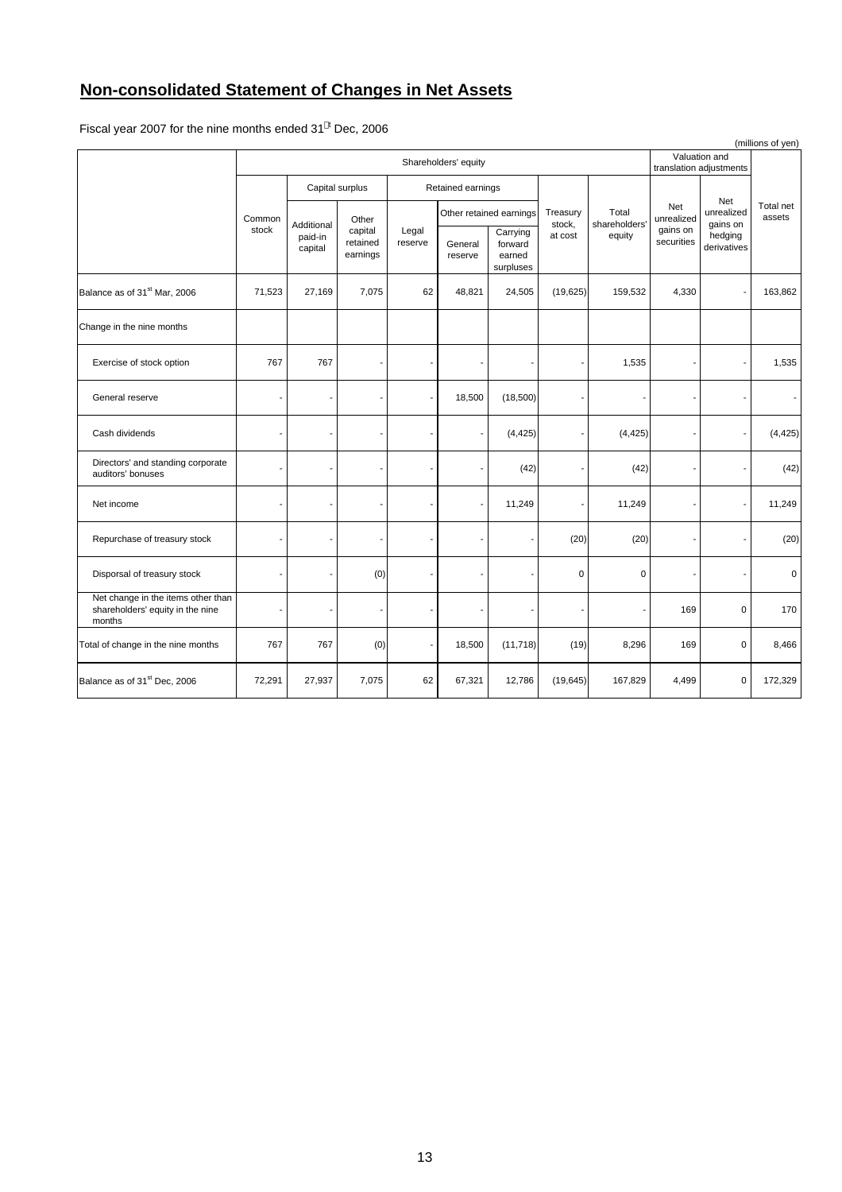# Non-consolidated Statement of Changes in Net Assets

Fiscal year 2007 for the nine months ended 31st Dec, 2006

(millions of yen)

| | Shareholders' equity | | | | | | | | Valuation and translation adjustments | | Total net assets |
|---|---|---|---|---|---|---|---|---|---|---|---|
| | Common stock | Capital surplus | | Retained earnings | | | Treasury stock, at cost | Total shareholders' equity | Net unrealized gains on securities | Net unrealized gains on hedging derivatives | |
| | | Additional paid-in capital | Other capital retained earnings | Legal reserve | Other retained earnings | | | | | | |
| | | | | | General reserve | Carrying forward earned surpluses | | | | | |
| Balance as of 31st Mar, 2006 | 71,523 | 27,169 | 7,075 | 62 | 48,821 | 24,505 | (19,625) | 159,532 | 4,330 | - | 163,862 |
| Change in the nine months | | | | | | | | | | | |
| Exercise of stock option | 767 | 767 | - | - | - | - | - | 1,535 | - | - | 1,535 |
| General reserve | - | - | - | - | 18,500 | (18,500) | - | - | - | - | - |
| Cash dividends | - | - | - | - | - | (4,425) | - | (4,425) | - | - | (4,425) |
| Directors' and standing corporate auditors' bonuses | - | - | - | - | - | (42) | - | (42) | - | - | (42) |
| Net income | - | - | - | - | - | 11,249 | - | 11,249 | - | - | 11,249 |
| Repurchase of treasury stock | - | - | - | - | - | - | (20) | (20) | - | - | (20) |
| Disporsal of treasury stock | - | - | (0) | - | - | - | 0 | 0 | - | - | 0 |
| Net change in the items other than shareholders' equity in the nine months | - | - | - | - | - | - | - | - | 169 | 0 | 170 |
| Total of change in the nine months | 767 | 767 | (0) | - | 18,500 | (11,718) | (19) | 8,296 | 169 | 0 | 8,466 |
| Balance as of 31st Dec, 2006 | 72,291 | 27,937 | 7,075 | 62 | 67,321 | 12,786 | (19,645) | 167,829 | 4,499 | 0 | 172,329 |